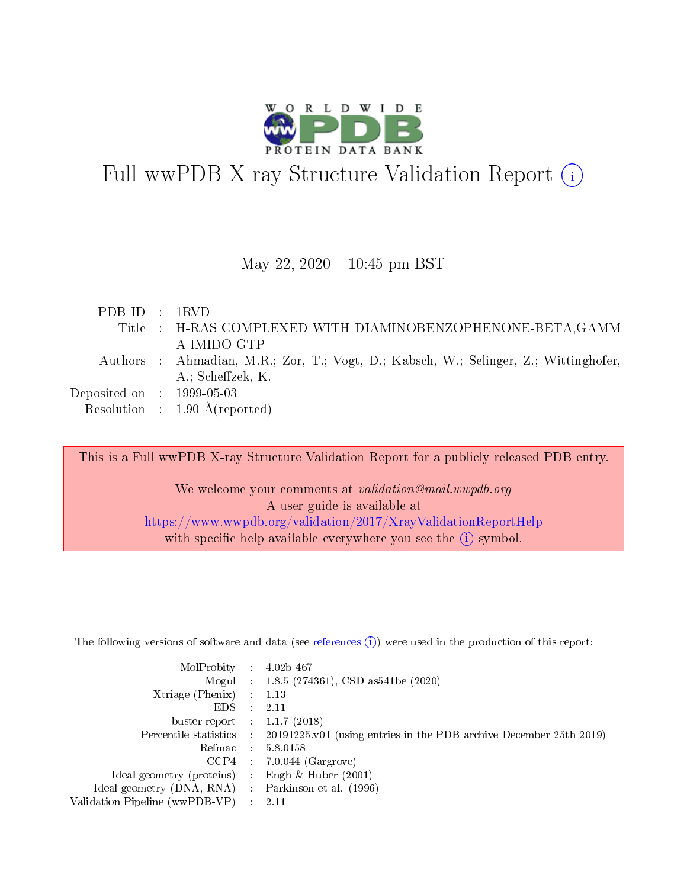# Full wwPDB X-ray Structure Validation Report

May 22, 2020 – 10:45 pm BST

| | | |
|---|---|---|
| PDB ID | : | 1RVD |
| Title | : | H-RAS COMPLEXED WITH DIAMINOBENZOPHENONE-BETA,GAMMA-IMIDO-GTP |
| Authors | : | Ahmadian, M.R.; Zor, T.; Vogt, D.; Kabsch, W.; Selinger, Z.; Wittinghofer, A.; Scheffzek, K. |
| Deposited on | : | 1999-05-03 |
| Resolution | : | 1.90 Å(reported) |

This is a Full wwPDB X-ray Structure Validation Report for a publicly released PDB entry.

We welcome your comments at *validation@mail.wwpdb.org*
A user guide is available at
https://www.wwpdb.org/validation/2017/XrayValidationReportHelp
with specific help available everywhere you see the (i) symbol.

---

The following versions of software and data (see references (i)) were used in the production of this report:

| | | |
|---|---|---|
| MolProbity | : | 4.02b-467 |
| Mogul | : | 1.8.5 (274361), CSD as541be (2020) |
| Xtriage (Phenix) | : | 1.13 |
| EDS | : | 2.11 |
| buster-report | : | 1.1.7 (2018) |
| Percentile statistics | : | 20191225.v01 (using entries in the PDB archive December 25th 2019) |
| Refmac | : | 5.8.0158 |
| CCP4 | : | 7.0.044 (Gargrove) |
| Ideal geometry (proteins) | : | Engh & Huber (2001) |
| Ideal geometry (DNA, RNA) | : | Parkinson et al. (1996) |
| Validation Pipeline (wwPDB-VP) | : | 2.11 |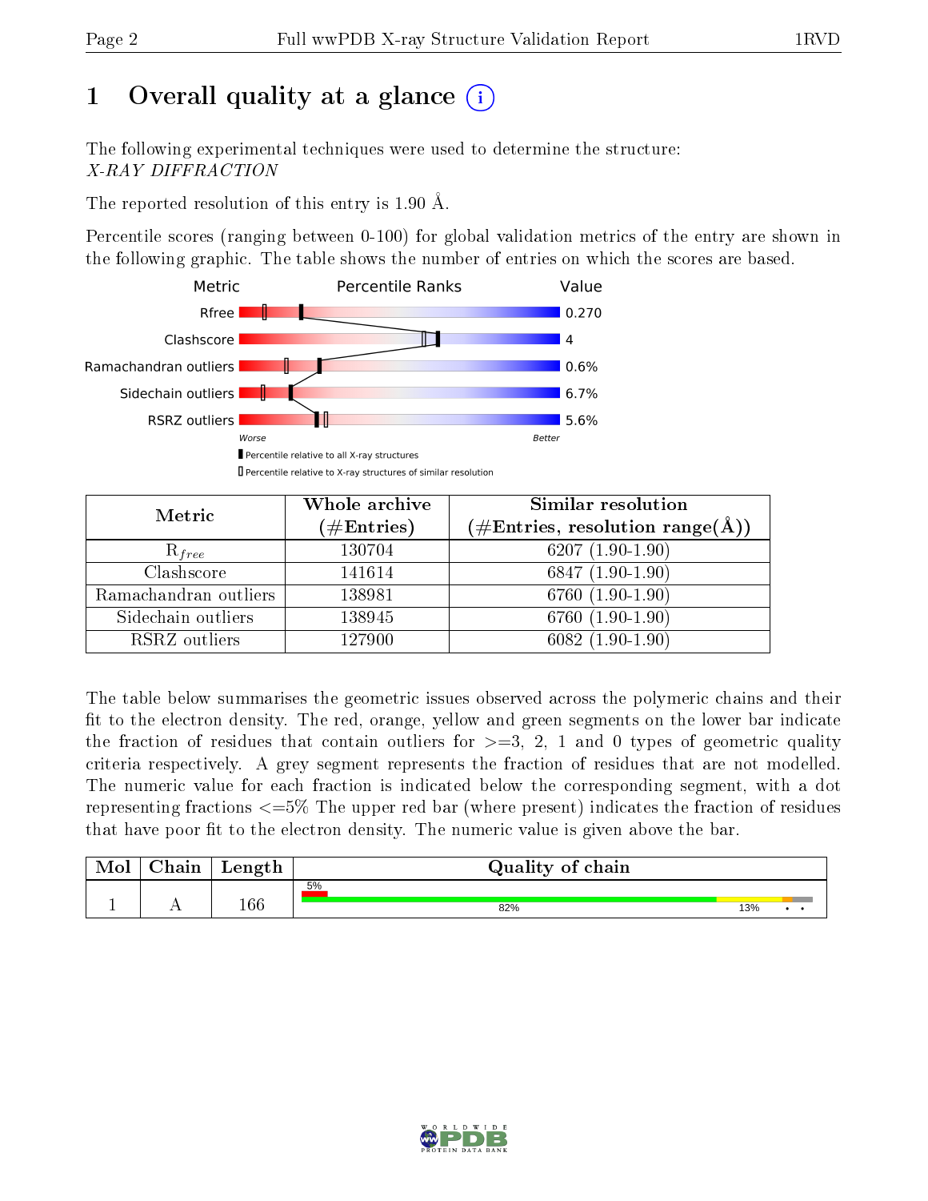# 1 Overall quality at a glance (i)

The following experimental techniques were used to determine the structure:
*X-RAY DIFFRACTION*

The reported resolution of this entry is 1.90 Å.

Percentile scores (ranging between 0-100) for global validation metrics of the entry are shown in the following graphic. The table shows the number of entries on which the scores are based.

| Metric | Value |
|---|---|
| Rfree | 0.270 |
| Clashscore | 4 |
| Ramachandran outliers | 0.6% |
| Sidechain outliers | 6.7% |
| RSRZ outliers | 5.6% |

Worse — Better

▮ Percentile relative to all X-ray structures
▯ Percentile relative to X-ray structures of similar resolution

| Metric | Whole archive (#Entries) | Similar resolution (#Entries, resolution range(Å)) |
|---|---|---|
| $R_{free}$ | 130704 | 6207 (1.90-1.90) |
| Clashscore | 141614 | 6847 (1.90-1.90) |
| Ramachandran outliers | 138981 | 6760 (1.90-1.90) |
| Sidechain outliers | 138945 | 6760 (1.90-1.90) |
| RSRZ outliers | 127900 | 6082 (1.90-1.90) |

The table below summarises the geometric issues observed across the polymeric chains and their fit to the electron density. The red, orange, yellow and green segments on the lower bar indicate the fraction of residues that contain outliers for >=3, 2, 1 and 0 types of geometric quality criteria respectively. A grey segment represents the fraction of residues that are not modelled. The numeric value for each fraction is indicated below the corresponding segment, with a dot representing fractions <=5% The upper red bar (where present) indicates the fraction of residues that have poor fit to the electron density. The numeric value is given above the bar.

| Mol | Chain | Length | Quality of chain |
|---|---|---|---|
| 1 | A | 166 | 5% (poor fit); 82%, 13%, •, • |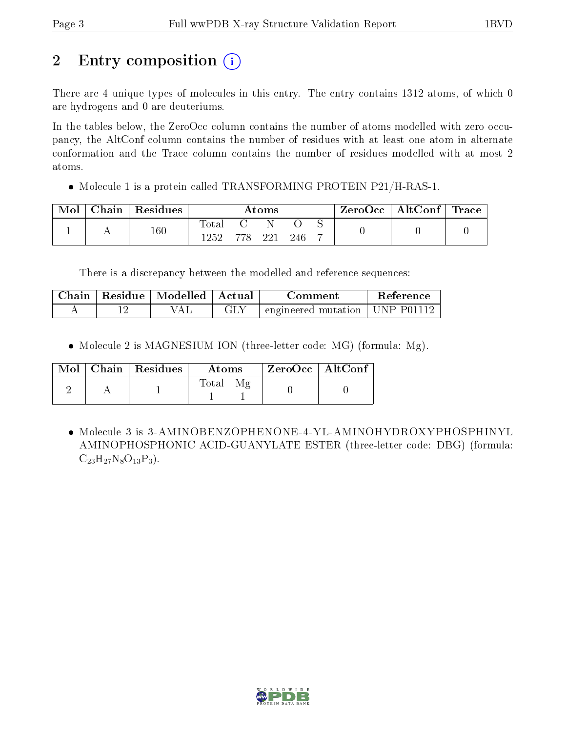# 2 Entry composition

There are 4 unique types of molecules in this entry. The entry contains 1312 atoms, of which 0 are hydrogens and 0 are deuteriums.

In the tables below, the ZeroOcc column contains the number of atoms modelled with zero occupancy, the AltConf column contains the number of residues with at least one atom in alternate conformation and the Trace column contains the number of residues modelled with at most 2 atoms.

- Molecule 1 is a protein called TRANSFORMING PROTEIN P21/H-RAS-1.

| Mol | Chain | Residues | Atoms | | | | | ZeroOcc | AltConf | Trace |
|---|---|---|---|---|---|---|---|---|---|---|
| | | | Total | C | N | O | S | | | |
| 1 | A | 160 | 1252 | 778 | 221 | 246 | 7 | 0 | 0 | 0 |

There is a discrepancy between the modelled and reference sequences:

| Chain | Residue | Modelled | Actual | Comment | Reference |
|---|---|---|---|---|---|
| A | 12 | VAL | GLY | engineered mutation | UNP P01112 |

- Molecule 2 is MAGNESIUM ION (three-letter code: MG) (formula: Mg).

| Mol | Chain | Residues | Atoms | | ZeroOcc | AltConf |
|---|---|---|---|---|---|---|
| | | | Total | Mg | | |
| 2 | A | 1 | 1 | 1 | 0 | 0 |

- Molecule 3 is 3-AMINOBENZOPHENONE-4-YL-AMINOHYDROXYPHOSPHINYL AMINOPHOSPHONIC ACID-GUANYLATE ESTER (three-letter code: DBG) (formula: $C_{23}H_{27}N_8O_{13}P_3$).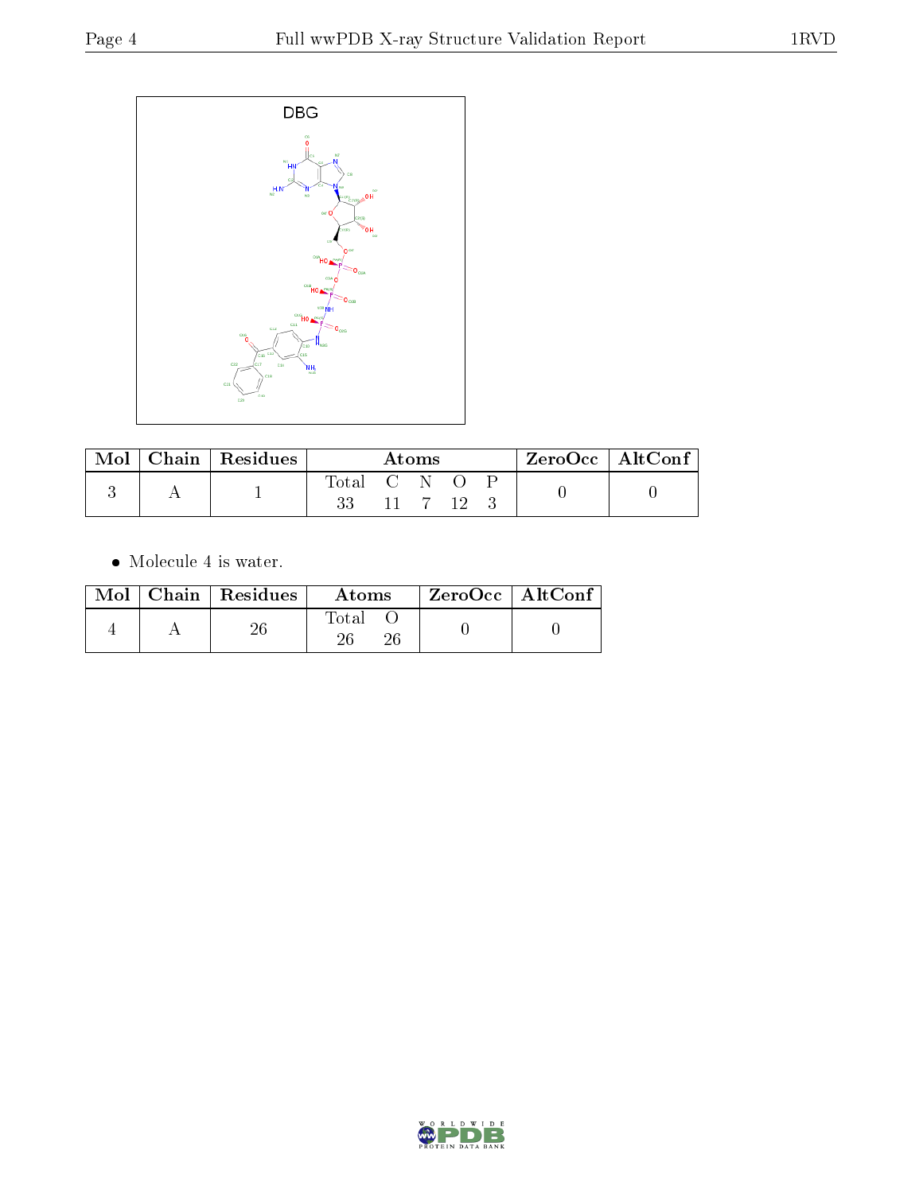DBG

| Mol | Chain | Residues | Atoms | | | | | ZeroOcc | AltConf |
|---|---|---|---|---|---|---|---|---|---|
| | | | Total | C | N | O | P | | |
| 3 | A | 1 | 33 | 11 | 7 | 12 | 3 | 0 | 0 |

- Molecule 4 is water.

| Mol | Chain | Residues | Atoms | | ZeroOcc | AltConf |
|---|---|---|---|---|---|---|
| | | | Total | O | | |
| 4 | A | 26 | 26 | 26 | 0 | 0 |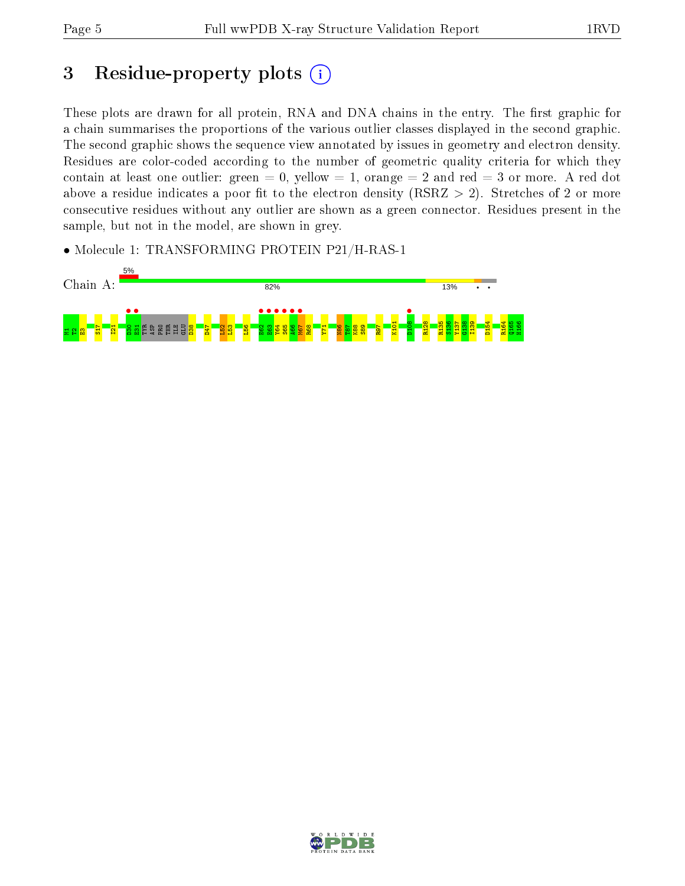# 3 Residue-property plots

These plots are drawn for all protein, RNA and DNA chains in the entry. The first graphic for a chain summarises the proportions of the various outlier classes displayed in the second graphic. The second graphic shows the sequence view annotated by issues in geometry and electron density. Residues are color-coded according to the number of geometric quality criteria for which they contain at least one outlier: green = 0, yellow = 1, orange = 2 and red = 3 or more. A red dot above a residue indicates a poor fit to the electron density (RSRZ > 2). Stretches of 2 or more consecutive residues without any outlier are shown as a green connector. Residues present in the sample, but not in the model, are shown in grey.

- Molecule 1: TRANSFORMING PROTEIN P21/H-RAS-1

Chain A: 5% | 82% | 13% | • | •

M1 T2 E3 S17 I21 D30 E31 TYR ASP PRO THR ILE GLU D38 D47 L52 L53 L56 E62 E63 Y64 S65 A66 M67 R68 Y71 N86 T87 K88 S89 R97 K101 D108 R128 R135 S136 Y137 G138 I139 D154 R164 Q165 H166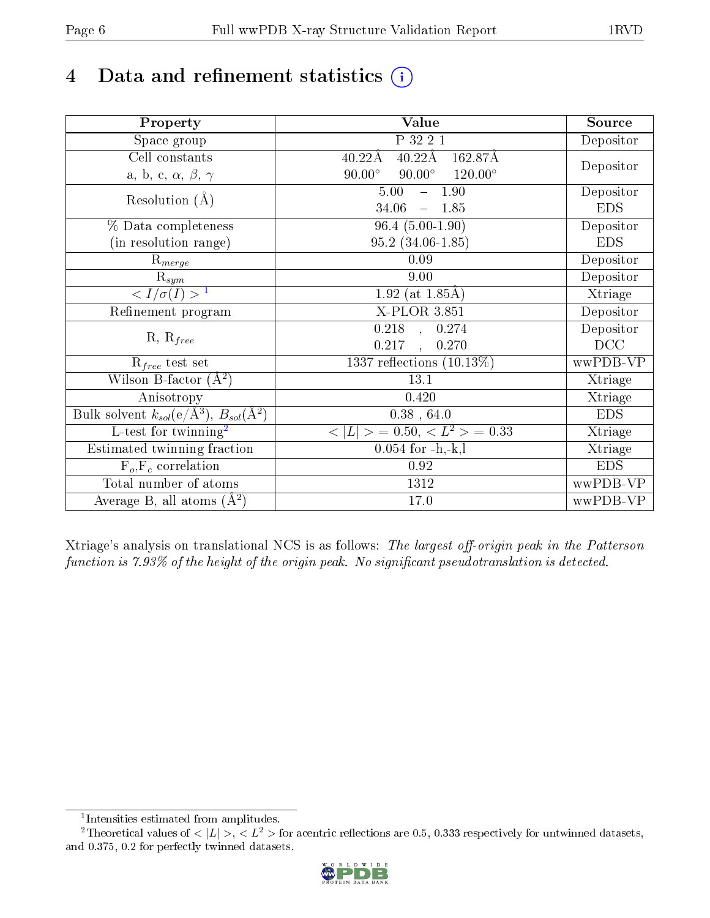# 4 Data and refinement statistics (i)

| Property | Value | Source |
|---|---|---|
| Space group | P 32 2 1 | Depositor |
| Cell constants<br>a, b, c, $\alpha$, $\beta$, $\gamma$ | 40.22Å 40.22Å 162.87Å<br>90.00° 90.00° 120.00° | Depositor |
| Resolution (Å) | 5.00 – 1.90 | Depositor |
| | 34.06 – 1.85 | EDS |
| % Data completeness<br>(in resolution range) | 96.4 (5.00-1.90) | Depositor |
| | 95.2 (34.06-1.85) | EDS |
| $R_{merge}$ | 0.09 | Depositor |
| $R_{sym}$ | 9.00 | Depositor |
| $< I/\sigma(I) >$ [1] | 1.92 (at 1.85Å) | Xtriage |
| Refinement program | X-PLOR 3.851 | Depositor |
| R, $R_{free}$ | 0.218 , 0.274 | Depositor |
| | 0.217 , 0.270 | DCC |
| $R_{free}$ test set | 1337 reflections (10.13%) | wwPDB-VP |
| Wilson B-factor (Å$^2$) | 13.1 | Xtriage |
| Anisotropy | 0.420 | Xtriage |
| Bulk solvent $k_{sol}$(e/Å$^3$), $B_{sol}$(Å$^2$) | 0.38 , 64.0 | EDS |
| L-test for twinning[2] | $< \|L\| > = 0.50$, $< L^2 > = 0.33$ | Xtriage |
| Estimated twinning fraction | 0.054 for -h,-k,l | Xtriage |
| $F_o$,$F_c$ correlation | 0.92 | EDS |
| Total number of atoms | 1312 | wwPDB-VP |
| Average B, all atoms (Å$^2$) | 17.0 | wwPDB-VP |

Xtriage's analysis on translational NCS is as follows: *The largest off-origin peak in the Patterson function is 7.93% of the height of the origin peak. No significant pseudotranslation is detected.*

[1] Intensities estimated from amplitudes.

[2] Theoretical values of $< |L| >$, $< L^2 >$ for acentric reflections are 0.5, 0.333 respectively for untwinned datasets, and 0.375, 0.2 for perfectly twinned datasets.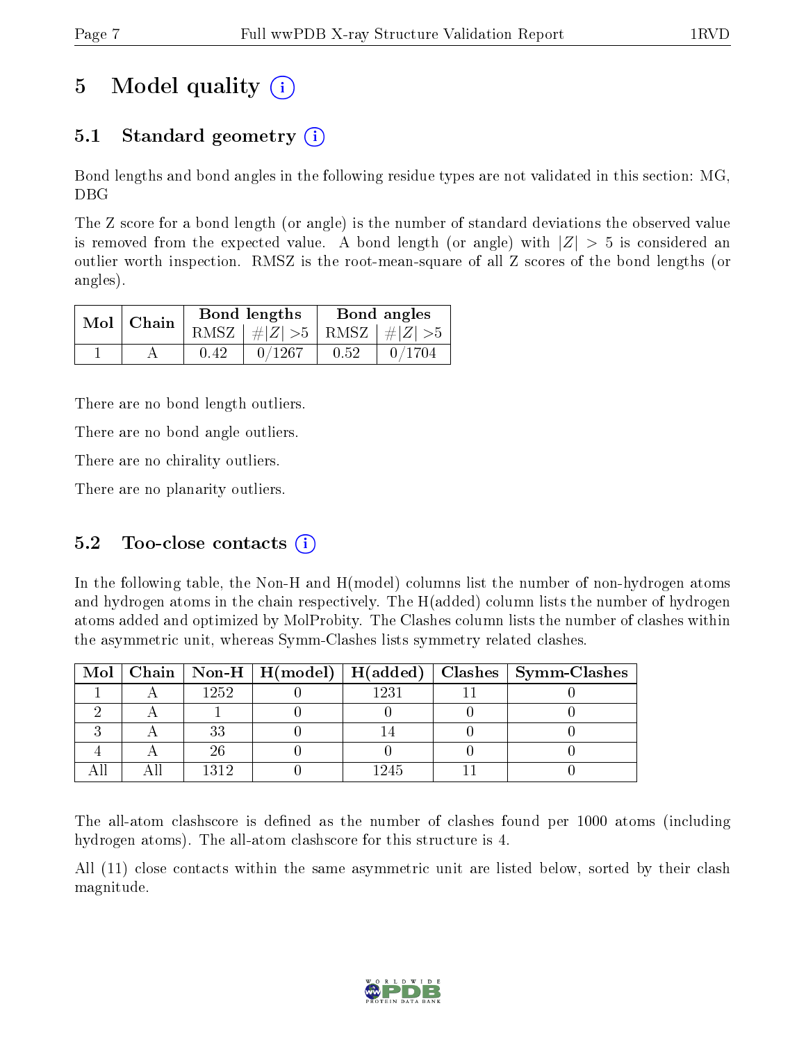# 5 Model quality

## 5.1 Standard geometry

Bond lengths and bond angles in the following residue types are not validated in this section: MG, DBG

The Z score for a bond length (or angle) is the number of standard deviations the observed value is removed from the expected value. A bond length (or angle) with $|Z| > 5$ is considered an outlier worth inspection. RMSZ is the root-mean-square of all Z scores of the bond lengths (or angles).

| Mol | Chain | Bond lengths | | Bond angles | |
|---|---|---|---|---|---|
| | | RMSZ | $\#|Z| > 5$ | RMSZ | $\#|Z| > 5$ |
| 1 | A | 0.42 | 0/1267 | 0.52 | 0/1704 |

There are no bond length outliers.

There are no bond angle outliers.

There are no chirality outliers.

There are no planarity outliers.

## 5.2 Too-close contacts

In the following table, the Non-H and H(model) columns list the number of non-hydrogen atoms and hydrogen atoms in the chain respectively. The H(added) column lists the number of hydrogen atoms added and optimized by MolProbity. The Clashes column lists the number of clashes within the asymmetric unit, whereas Symm-Clashes lists symmetry related clashes.

| Mol | Chain | Non-H | H(model) | H(added) | Clashes | Symm-Clashes |
|---|---|---|---|---|---|---|
| 1 | A | 1252 | 0 | 1231 | 11 | 0 |
| 2 | A | 1 | 0 | 0 | 0 | 0 |
| 3 | A | 33 | 0 | 14 | 0 | 0 |
| 4 | A | 26 | 0 | 0 | 0 | 0 |
| All | All | 1312 | 0 | 1245 | 11 | 0 |

The all-atom clashscore is defined as the number of clashes found per 1000 atoms (including hydrogen atoms). The all-atom clashscore for this structure is 4.

All (11) close contacts within the same asymmetric unit are listed below, sorted by their clash magnitude.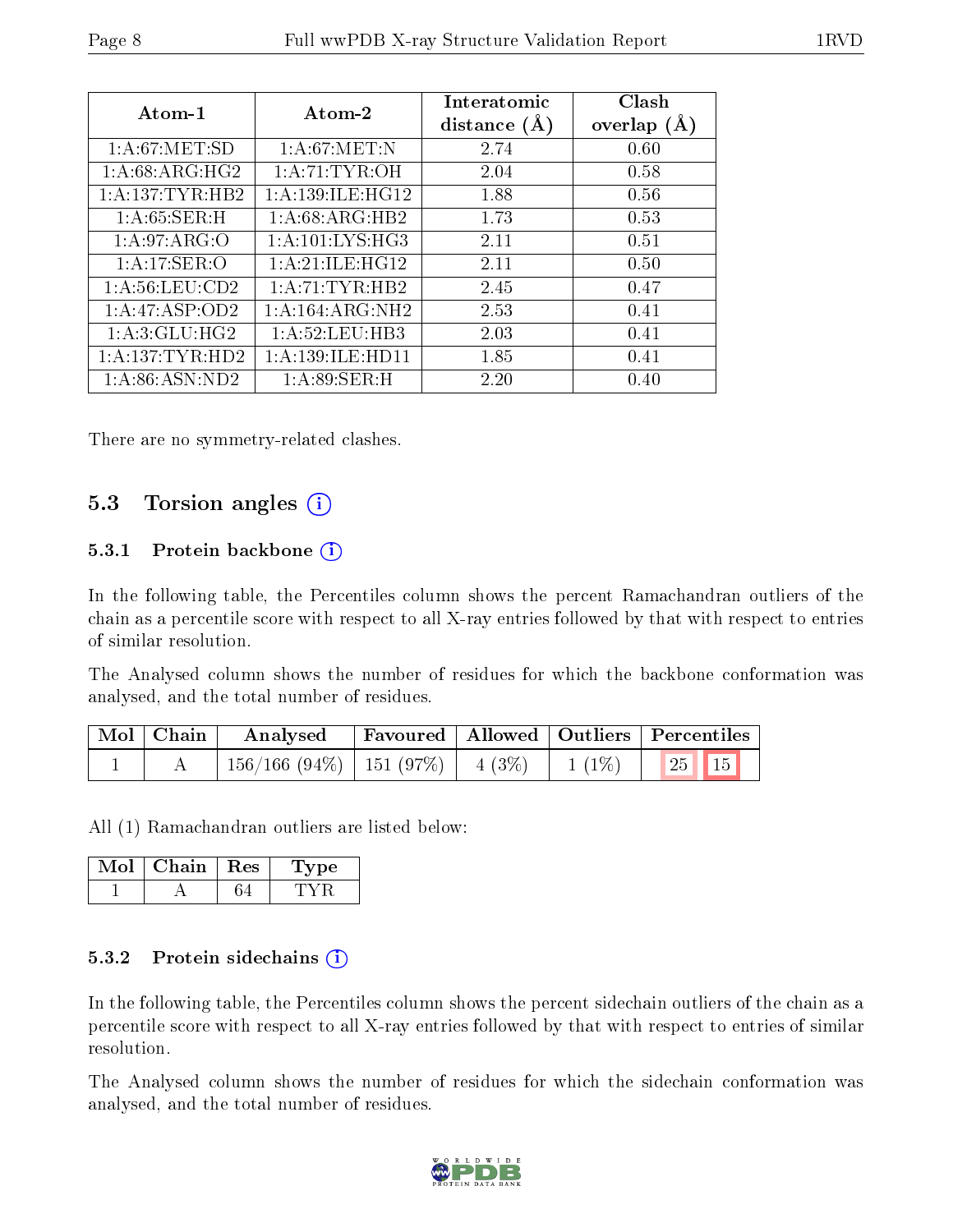| Atom-1 | Atom-2 | Interatomic distance (Å) | Clash overlap (Å) |
|---|---|---|---|
| 1:A:67:MET:SD | 1:A:67:MET:N | 2.74 | 0.60 |
| 1:A:68:ARG:HG2 | 1:A:71:TYR:OH | 2.04 | 0.58 |
| 1:A:137:TYR:HB2 | 1:A:139:ILE:HG12 | 1.88 | 0.56 |
| 1:A:65:SER:H | 1:A:68:ARG:HB2 | 1.73 | 0.53 |
| 1:A:97:ARG:O | 1:A:101:LYS:HG3 | 2.11 | 0.51 |
| 1:A:17:SER:O | 1:A:21:ILE:HG12 | 2.11 | 0.50 |
| 1:A:56:LEU:CD2 | 1:A:71:TYR:HB2 | 2.45 | 0.47 |
| 1:A:47:ASP:OD2 | 1:A:164:ARG:NH2 | 2.53 | 0.41 |
| 1:A:3:GLU:HG2 | 1:A:52:LEU:HB3 | 2.03 | 0.41 |
| 1:A:137:TYR:HD2 | 1:A:139:ILE:HD11 | 1.85 | 0.41 |
| 1:A:86:ASN:ND2 | 1:A:89:SER:H | 2.20 | 0.40 |

There are no symmetry-related clashes.

## 5.3 Torsion angles

### 5.3.1 Protein backbone

In the following table, the Percentiles column shows the percent Ramachandran outliers of the chain as a percentile score with respect to all X-ray entries followed by that with respect to entries of similar resolution.

The Analysed column shows the number of residues for which the backbone conformation was analysed, and the total number of residues.

| Mol | Chain | Analysed | Favoured | Allowed | Outliers | Percentiles | |
|---|---|---|---|---|---|---|---|
| 1 | A | 156/166 (94%) | 151 (97%) | 4 (3%) | 1 (1%) | 25 | 15 |

All (1) Ramachandran outliers are listed below:

| Mol | Chain | Res | Type |
|---|---|---|---|
| 1 | A | 64 | TYR |

### 5.3.2 Protein sidechains

In the following table, the Percentiles column shows the percent sidechain outliers of the chain as a percentile score with respect to all X-ray entries followed by that with respect to entries of similar resolution.

The Analysed column shows the number of residues for which the sidechain conformation was analysed, and the total number of residues.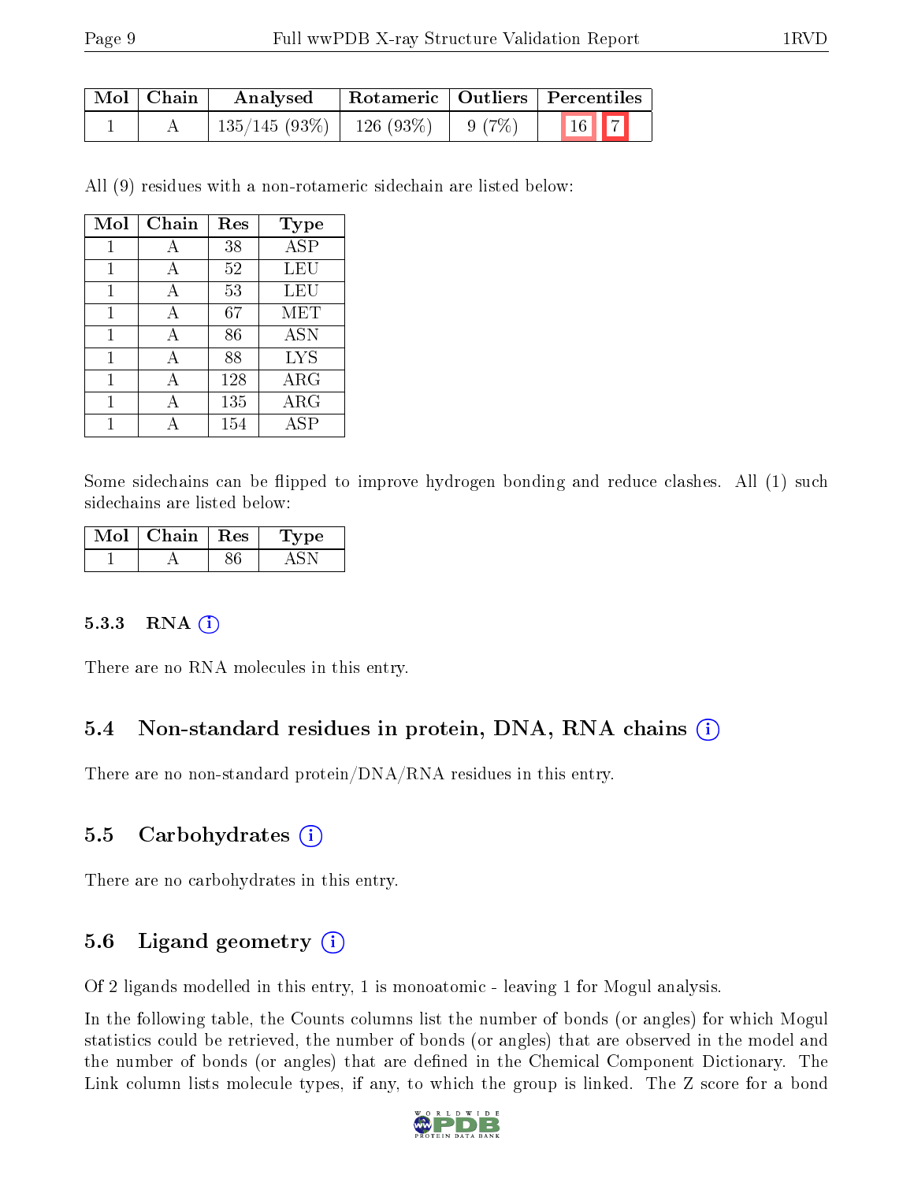| Mol | Chain | Analysed | Rotameric | Outliers | Percentiles |
|---|---|---|---|---|---|
| 1 | A | 135/145 (93%) | 126 (93%) | 9 (7%) | 16 7 |

All (9) residues with a non-rotameric sidechain are listed below:

| Mol | Chain | Res | Type |
|---|---|---|---|
| 1 | A | 38 | ASP |
| 1 | A | 52 | LEU |
| 1 | A | 53 | LEU |
| 1 | A | 67 | MET |
| 1 | A | 86 | ASN |
| 1 | A | 88 | LYS |
| 1 | A | 128 | ARG |
| 1 | A | 135 | ARG |
| 1 | A | 154 | ASP |

Some sidechains can be flipped to improve hydrogen bonding and reduce clashes. All (1) such sidechains are listed below:

| Mol | Chain | Res | Type |
|---|---|---|---|
| 1 | A | 86 | ASN |

#### 5.3.3 RNA

There are no RNA molecules in this entry.

### 5.4 Non-standard residues in protein, DNA, RNA chains

There are no non-standard protein/DNA/RNA residues in this entry.

### 5.5 Carbohydrates

There are no carbohydrates in this entry.

### 5.6 Ligand geometry

Of 2 ligands modelled in this entry, 1 is monoatomic - leaving 1 for Mogul analysis.

In the following table, the Counts columns list the number of bonds (or angles) for which Mogul statistics could be retrieved, the number of bonds (or angles) that are observed in the model and the number of bonds (or angles) that are defined in the Chemical Component Dictionary. The Link column lists molecule types, if any, to which the group is linked. The Z score for a bond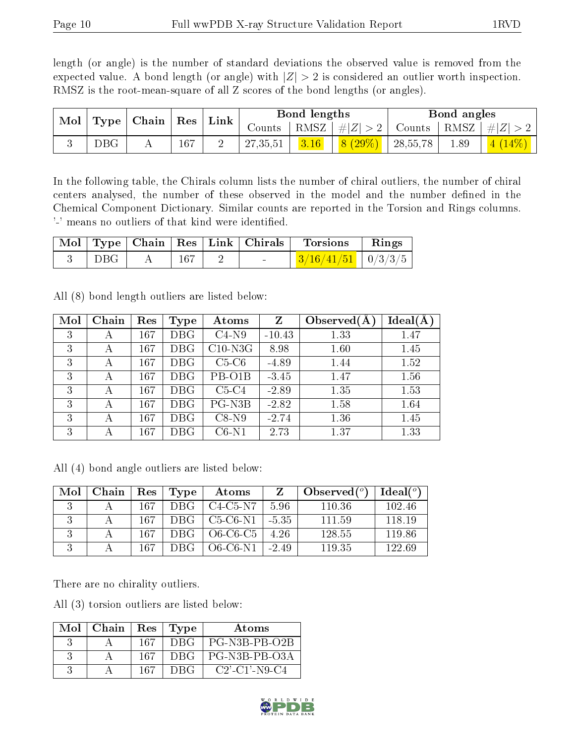length (or angle) is the number of standard deviations the observed value is removed from the expected value. A bond length (or angle) with $|Z| > 2$ is considered an outlier worth inspection. RMSZ is the root-mean-square of all Z scores of the bond lengths (or angles).

| Mol | Type | Chain | Res | Link | Bond lengths | | | Bond angles | | |
|---|---|---|---|---|---|---|---|---|---|---|
| | | | | | Counts | RMSZ | $\#\|Z\| > 2$ | Counts | RMSZ | $\#\|Z\| > 2$ |
| 3 | DBG | A | 167 | 2 | 27,35,51 | 3.16 | 8 (29%) | 28,55,78 | 1.89 | 4 (14%) |

In the following table, the Chirals column lists the number of chiral outliers, the number of chiral centers analysed, the number of these observed in the model and the number defined in the Chemical Component Dictionary. Similar counts are reported in the Torsion and Rings columns. '-' means no outliers of that kind were identified.

| Mol | Type | Chain | Res | Link | Chirals | Torsions | Rings |
|---|---|---|---|---|---|---|---|
| 3 | DBG | A | 167 | 2 | - | 3/16/41/51 | 0/3/3/5 |

All (8) bond length outliers are listed below:

| Mol | Chain | Res | Type | Atoms | Z | Observed(Å) | Ideal(Å) |
|---|---|---|---|---|---|---|---|
| 3 | A | 167 | DBG | C4-N9 | -10.43 | 1.33 | 1.47 |
| 3 | A | 167 | DBG | C10-N3G | 8.98 | 1.60 | 1.45 |
| 3 | A | 167 | DBG | C5-C6 | -4.89 | 1.44 | 1.52 |
| 3 | A | 167 | DBG | PB-O1B | -3.45 | 1.47 | 1.56 |
| 3 | A | 167 | DBG | C5-C4 | -2.89 | 1.35 | 1.53 |
| 3 | A | 167 | DBG | PG-N3B | -2.82 | 1.58 | 1.64 |
| 3 | A | 167 | DBG | C8-N9 | -2.74 | 1.36 | 1.45 |
| 3 | A | 167 | DBG | C6-N1 | 2.73 | 1.37 | 1.33 |

All (4) bond angle outliers are listed below:

| Mol | Chain | Res | Type | Atoms | Z | Observed(°) | Ideal(°) |
|---|---|---|---|---|---|---|---|
| 3 | A | 167 | DBG | C4-C5-N7 | 5.96 | 110.36 | 102.46 |
| 3 | A | 167 | DBG | C5-C6-N1 | -5.35 | 111.59 | 118.19 |
| 3 | A | 167 | DBG | O6-C6-C5 | 4.26 | 128.55 | 119.86 |
| 3 | A | 167 | DBG | O6-C6-N1 | -2.49 | 119.35 | 122.69 |

There are no chirality outliers.

All (3) torsion outliers are listed below:

| Mol | Chain | Res | Type | Atoms |
|---|---|---|---|---|
| 3 | A | 167 | DBG | PG-N3B-PB-O2B |
| 3 | A | 167 | DBG | PG-N3B-PB-O3A |
| 3 | A | 167 | DBG | C2'-C1'-N9-C4 |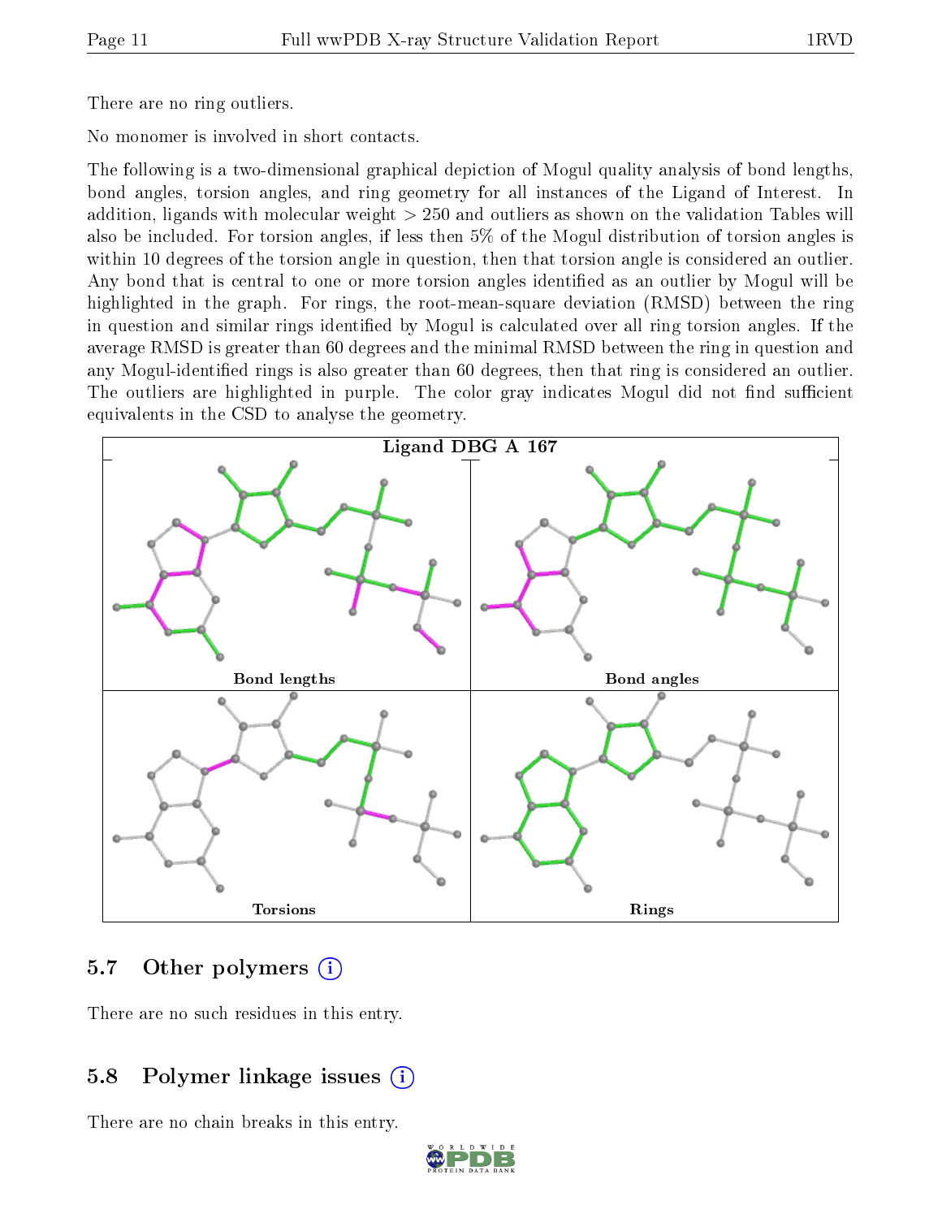There are no ring outliers.

No monomer is involved in short contacts.

The following is a two-dimensional graphical depiction of Mogul quality analysis of bond lengths, bond angles, torsion angles, and ring geometry for all instances of the Ligand of Interest. In addition, ligands with molecular weight > 250 and outliers as shown on the validation Tables will also be included. For torsion angles, if less then 5% of the Mogul distribution of torsion angles is within 10 degrees of the torsion angle in question, then that torsion angle is considered an outlier. Any bond that is central to one or more torsion angles identified as an outlier by Mogul will be highlighted in the graph. For rings, the root-mean-square deviation (RMSD) between the ring in question and similar rings identified by Mogul is calculated over all ring torsion angles. If the average RMSD is greater than 60 degrees and the minimal RMSD between the ring in question and any Mogul-identified rings is also greater than 60 degrees, then that ring is considered an outlier. The outliers are highlighted in purple. The color gray indicates Mogul did not find sufficient equivalents in the CSD to analyse the geometry.

Ligand DBG A 167

Bond lengths | Bond angles | Torsions | Rings

## 5.7 Other polymers

There are no such residues in this entry.

## 5.8 Polymer linkage issues

There are no chain breaks in this entry.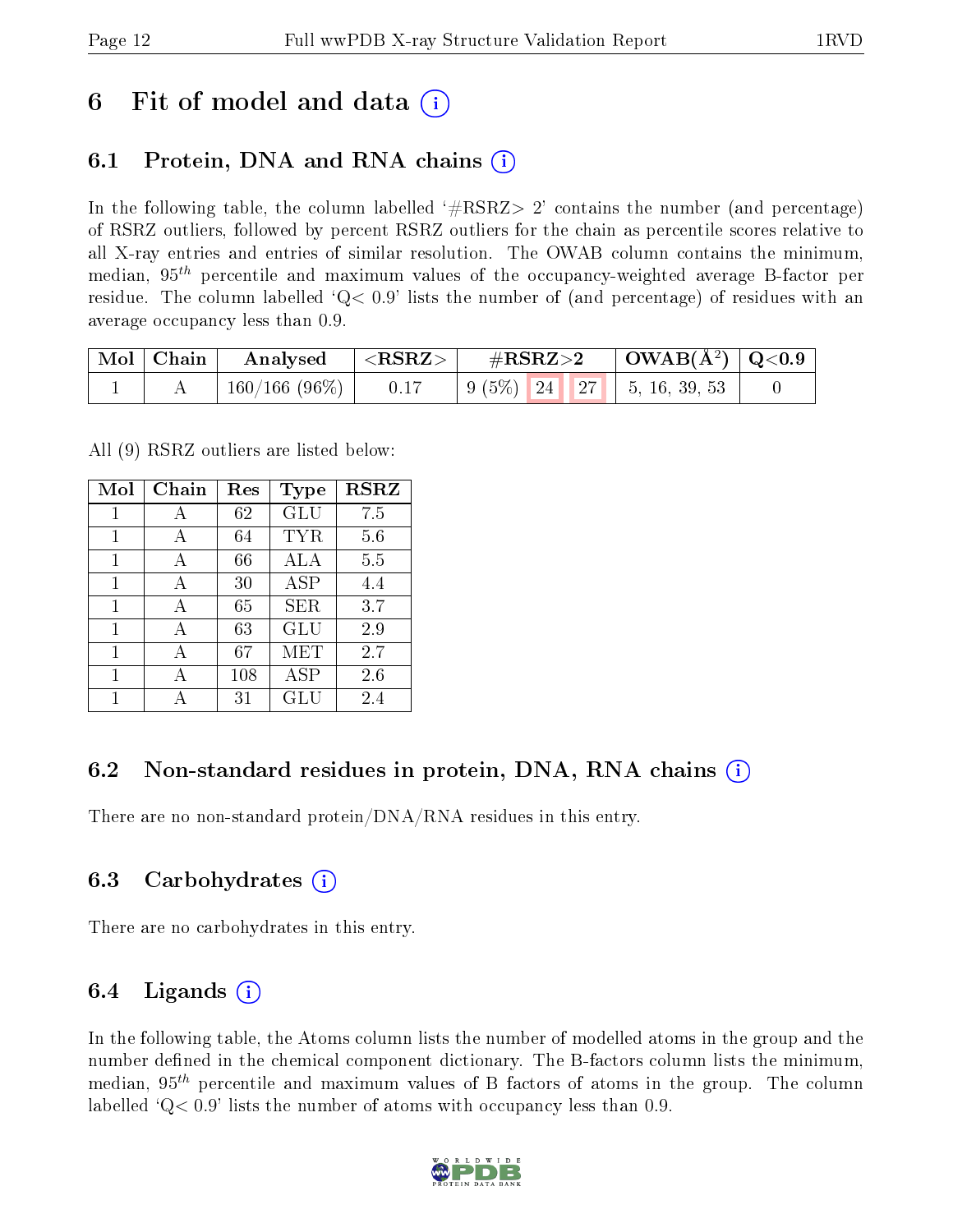# 6 Fit of model and data (i)

## 6.1 Protein, DNA and RNA chains (i)

In the following table, the column labelled '#RSRZ> 2' contains the number (and percentage) of RSRZ outliers, followed by percent RSRZ outliers for the chain as percentile scores relative to all X-ray entries and entries of similar resolution. The OWAB column contains the minimum, median, $95^{th}$ percentile and maximum values of the occupancy-weighted average B-factor per residue. The column labelled 'Q< 0.9' lists the number of (and percentage) of residues with an average occupancy less than 0.9.

| Mol | Chain | Analysed | <RSRZ> | #RSRZ>2 | OWAB(Å$^2$) | Q<0.9 |
|---|---|---|---|---|---|---|
| 1 | A | 160/166 (96%) | 0.17 | 9 (5%) 24 27 | 5, 16, 39, 53 | 0 |

All (9) RSRZ outliers are listed below:

| Mol | Chain | Res | Type | RSRZ |
|---|---|---|---|---|
| 1 | A | 62 | GLU | 7.5 |
| 1 | A | 64 | TYR | 5.6 |
| 1 | A | 66 | ALA | 5.5 |
| 1 | A | 30 | ASP | 4.4 |
| 1 | A | 65 | SER | 3.7 |
| 1 | A | 63 | GLU | 2.9 |
| 1 | A | 67 | MET | 2.7 |
| 1 | A | 108 | ASP | 2.6 |
| 1 | A | 31 | GLU | 2.4 |

## 6.2 Non-standard residues in protein, DNA, RNA chains (i)

There are no non-standard protein/DNA/RNA residues in this entry.

## 6.3 Carbohydrates (i)

There are no carbohydrates in this entry.

## 6.4 Ligands (i)

In the following table, the Atoms column lists the number of modelled atoms in the group and the number defined in the chemical component dictionary. The B-factors column lists the minimum, median, $95^{th}$ percentile and maximum values of B factors of atoms in the group. The column labelled 'Q< 0.9' lists the number of atoms with occupancy less than 0.9.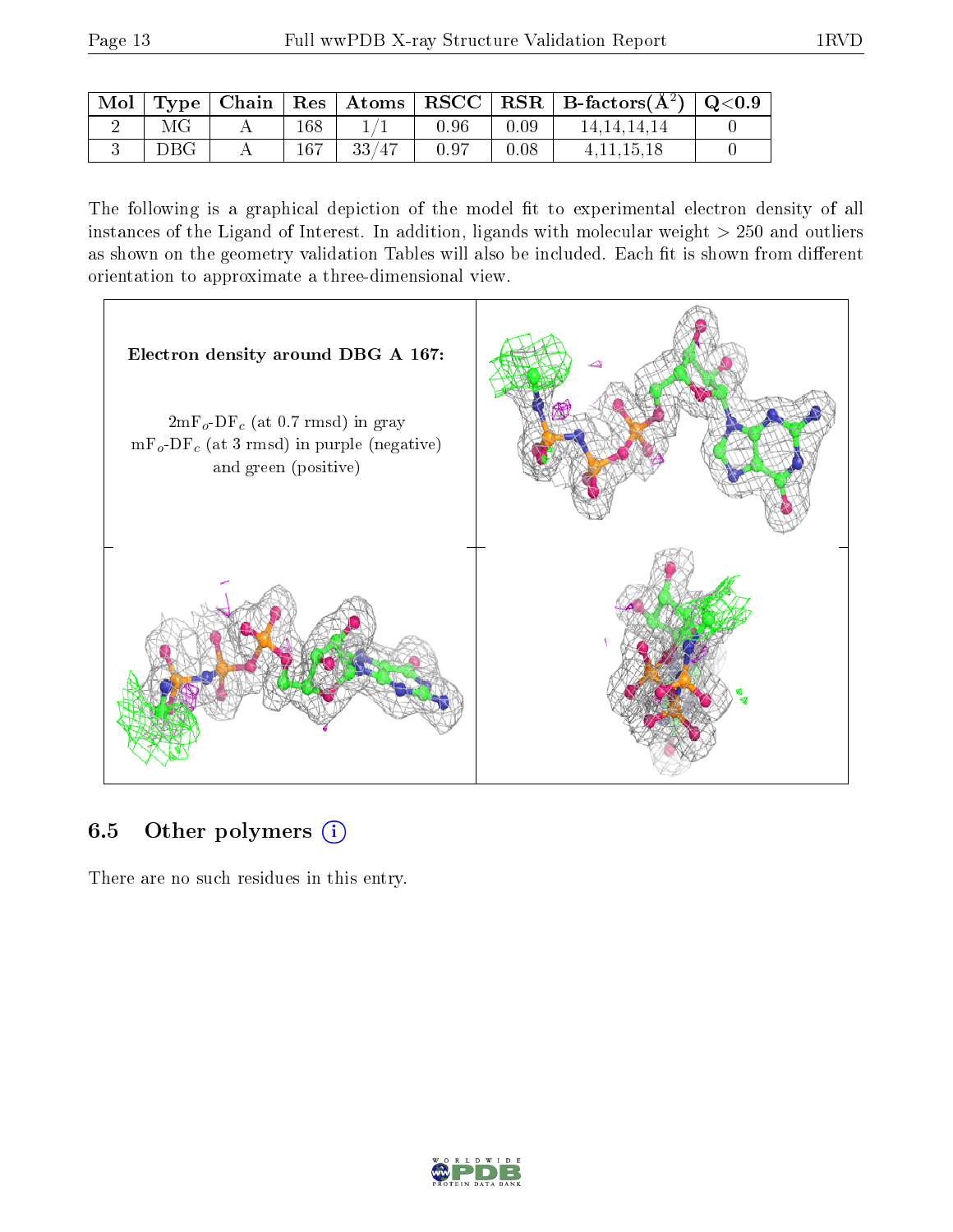| Mol | Type | Chain | Res | Atoms | RSCC | RSR | B-factors($Å^2$) | Q<0.9 |
|---|---|---|---|---|---|---|---|---|
| 2 | MG | A | 168 | 1/1 | 0.96 | 0.09 | 14,14,14,14 | 0 |
| 3 | DBG | A | 167 | 33/47 | 0.97 | 0.08 | 4,11,15,18 | 0 |

The following is a graphical depiction of the model fit to experimental electron density of all instances of the Ligand of Interest. In addition, ligands with molecular weight > 250 and outliers as shown on the geometry validation Tables will also be included. Each fit is shown from different orientation to approximate a three-dimensional view.

**Electron density around DBG A 167:**

$2mF_o$-$DF_c$ (at 0.7 rmsd) in gray
$mF_o$-$DF_c$ (at 3 rmsd) in purple (negative)
and green (positive)

## 6.5 Other polymers

There are no such residues in this entry.